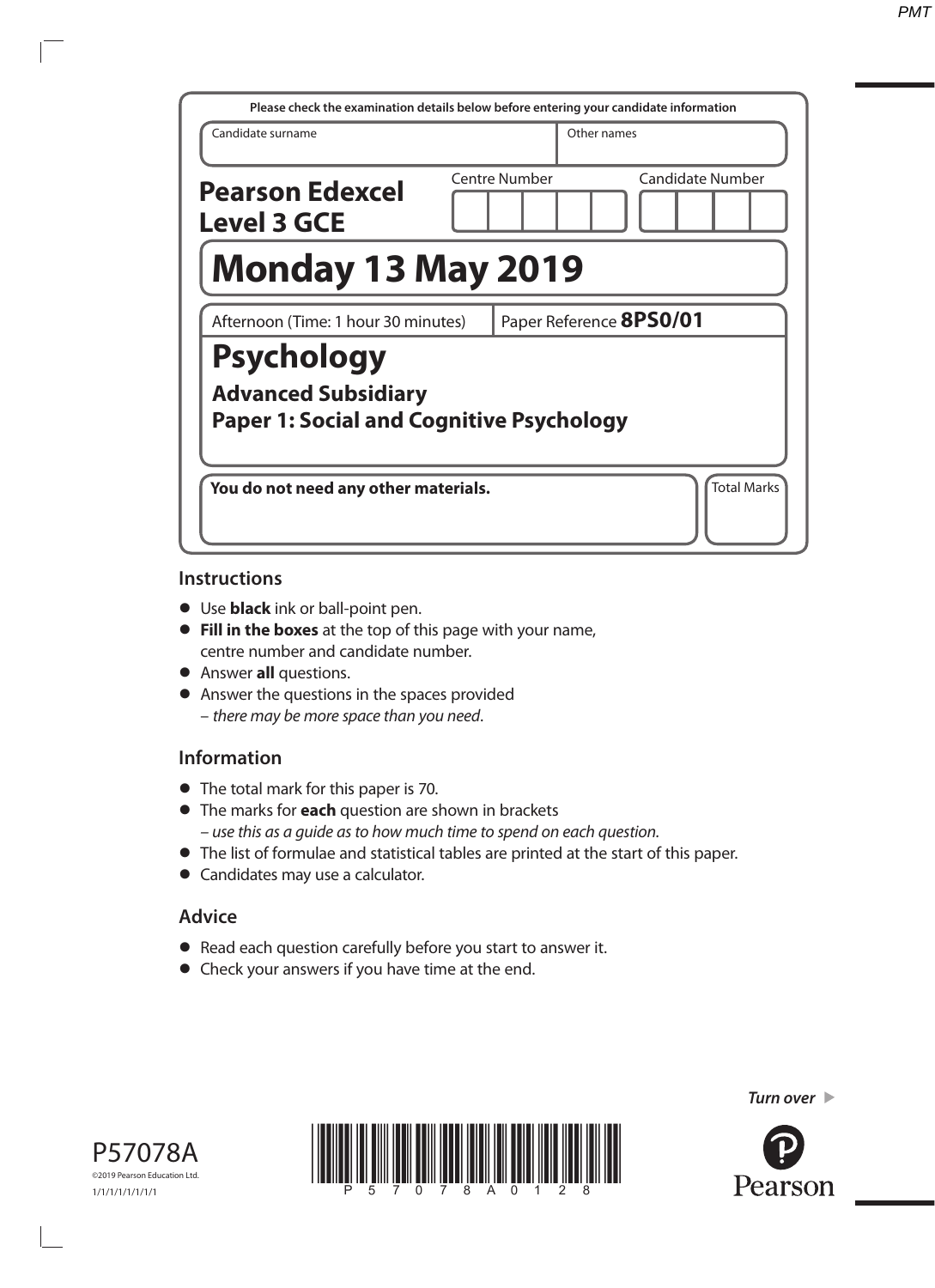Please check the examination details below before entering your candidate information

| Candidate surname | Other names |
|---|---|
| | |

**Pearson Edexcel Level 3 GCE**

Centre Number | Candidate Number

# Monday 13 May 2019

Afternoon (Time: 1 hour 30 minutes) | Paper Reference **8PS0/01**

# Psychology

## Advanced Subsidiary
## Paper 1: Social and Cognitive Psychology

**You do not need any other materials.**

Total Marks

## Instructions

- Use **black** ink or ball-point pen.
- **Fill in the boxes** at the top of this page with your name, centre number and candidate number.
- Answer **all** questions.
- Answer the questions in the spaces provided
  – *there may be more space than you need*.

## Information

- The total mark for this paper is 70.
- The marks for **each** question are shown in brackets
  – *use this as a guide as to how much time to spend on each question.*
- The list of formulae and statistical tables are printed at the start of this paper.
- Candidates may use a calculator.

## Advice

- Read each question carefully before you start to answer it.
- Check your answers if you have time at the end.

*Turn over*

P57078A
©2019 Pearson Education Ltd.
1/1/1/1/1/1/1/1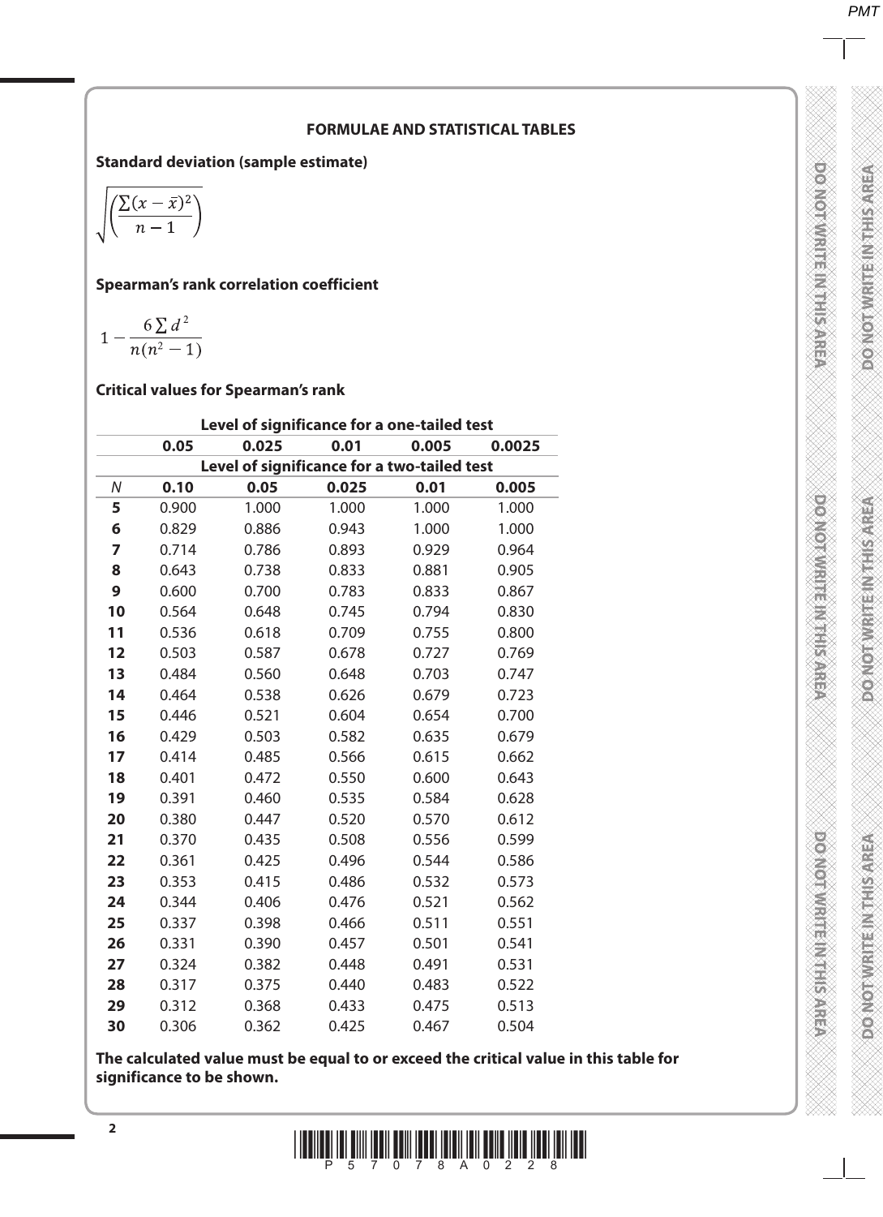## FORMULAE AND STATISTICAL TABLES

**Standard deviation (sample estimate)**

$$\sqrt{\left(\frac{\sum(x-\bar{x})^2}{n-1}\right)}$$

**Spearman's rank correlation coefficient**

$$1-\frac{6\sum d^2}{n(n^2-1)}$$

**Critical values for Spearman's rank**

| | Level of significance for a one-tailed test | | | | |
|---|---|---|---|---|---|
| | **0.05** | **0.025** | **0.01** | **0.005** | **0.0025** |
| | Level of significance for a two-tailed test | | | | |
| *N* | **0.10** | **0.05** | **0.025** | **0.01** | **0.005** |
| **5** | 0.900 | 1.000 | 1.000 | 1.000 | 1.000 |
| **6** | 0.829 | 0.886 | 0.943 | 1.000 | 1.000 |
| **7** | 0.714 | 0.786 | 0.893 | 0.929 | 0.964 |
| **8** | 0.643 | 0.738 | 0.833 | 0.881 | 0.905 |
| **9** | 0.600 | 0.700 | 0.783 | 0.833 | 0.867 |
| **10** | 0.564 | 0.648 | 0.745 | 0.794 | 0.830 |
| **11** | 0.536 | 0.618 | 0.709 | 0.755 | 0.800 |
| **12** | 0.503 | 0.587 | 0.678 | 0.727 | 0.769 |
| **13** | 0.484 | 0.560 | 0.648 | 0.703 | 0.747 |
| **14** | 0.464 | 0.538 | 0.626 | 0.679 | 0.723 |
| **15** | 0.446 | 0.521 | 0.604 | 0.654 | 0.700 |
| **16** | 0.429 | 0.503 | 0.582 | 0.635 | 0.679 |
| **17** | 0.414 | 0.485 | 0.566 | 0.615 | 0.662 |
| **18** | 0.401 | 0.472 | 0.550 | 0.600 | 0.643 |
| **19** | 0.391 | 0.460 | 0.535 | 0.584 | 0.628 |
| **20** | 0.380 | 0.447 | 0.520 | 0.570 | 0.612 |
| **21** | 0.370 | 0.435 | 0.508 | 0.556 | 0.599 |
| **22** | 0.361 | 0.425 | 0.496 | 0.544 | 0.586 |
| **23** | 0.353 | 0.415 | 0.486 | 0.532 | 0.573 |
| **24** | 0.344 | 0.406 | 0.476 | 0.521 | 0.562 |
| **25** | 0.337 | 0.398 | 0.466 | 0.511 | 0.551 |
| **26** | 0.331 | 0.390 | 0.457 | 0.501 | 0.541 |
| **27** | 0.324 | 0.382 | 0.448 | 0.491 | 0.531 |
| **28** | 0.317 | 0.375 | 0.440 | 0.483 | 0.522 |
| **29** | 0.312 | 0.368 | 0.433 | 0.475 | 0.513 |
| **30** | 0.306 | 0.362 | 0.425 | 0.467 | 0.504 |

**The calculated value must be equal to or exceed the critical value in this table for significance to be shown.**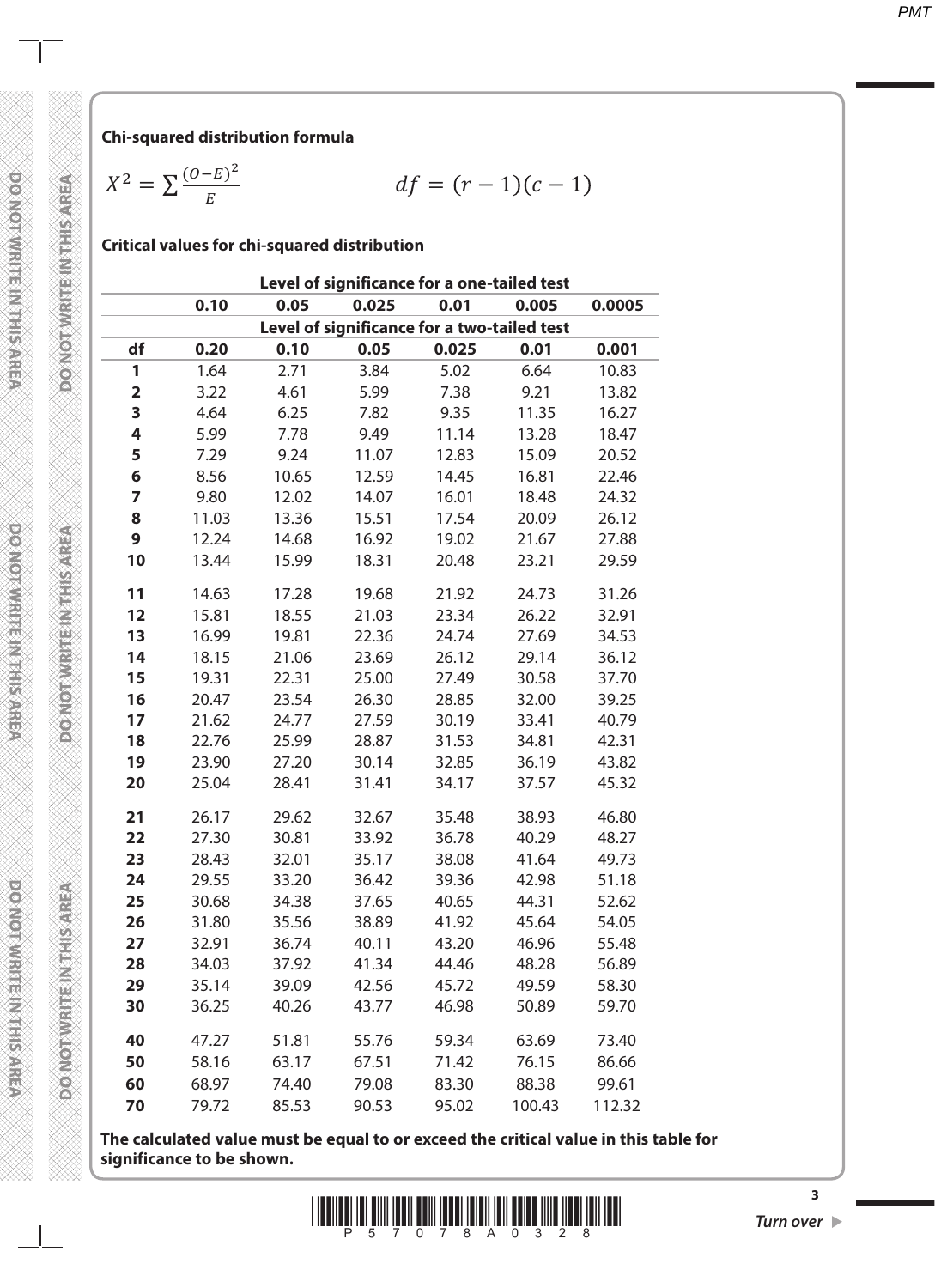**Chi-squared distribution formula**

$$X^2 = \sum \frac{(O-E)^2}{E} \qquad df = (r-1)(c-1)$$

**Critical values for chi-squared distribution**

| | Level of significance for a one-tailed test | | | | | |
|---|---|---|---|---|---|---|
| | **0.10** | **0.05** | **0.025** | **0.01** | **0.005** | **0.0005** |
| | Level of significance for a two-tailed test | | | | | |
| **df** | **0.20** | **0.10** | **0.05** | **0.025** | **0.01** | **0.001** |
| **1** | 1.64 | 2.71 | 3.84 | 5.02 | 6.64 | 10.83 |
| **2** | 3.22 | 4.61 | 5.99 | 7.38 | 9.21 | 13.82 |
| **3** | 4.64 | 6.25 | 7.82 | 9.35 | 11.35 | 16.27 |
| **4** | 5.99 | 7.78 | 9.49 | 11.14 | 13.28 | 18.47 |
| **5** | 7.29 | 9.24 | 11.07 | 12.83 | 15.09 | 20.52 |
| **6** | 8.56 | 10.65 | 12.59 | 14.45 | 16.81 | 22.46 |
| **7** | 9.80 | 12.02 | 14.07 | 16.01 | 18.48 | 24.32 |
| **8** | 11.03 | 13.36 | 15.51 | 17.54 | 20.09 | 26.12 |
| **9** | 12.24 | 14.68 | 16.92 | 19.02 | 21.67 | 27.88 |
| **10** | 13.44 | 15.99 | 18.31 | 20.48 | 23.21 | 29.59 |
| **11** | 14.63 | 17.28 | 19.68 | 21.92 | 24.73 | 31.26 |
| **12** | 15.81 | 18.55 | 21.03 | 23.34 | 26.22 | 32.91 |
| **13** | 16.99 | 19.81 | 22.36 | 24.74 | 27.69 | 34.53 |
| **14** | 18.15 | 21.06 | 23.69 | 26.12 | 29.14 | 36.12 |
| **15** | 19.31 | 22.31 | 25.00 | 27.49 | 30.58 | 37.70 |
| **16** | 20.47 | 23.54 | 26.30 | 28.85 | 32.00 | 39.25 |
| **17** | 21.62 | 24.77 | 27.59 | 30.19 | 33.41 | 40.79 |
| **18** | 22.76 | 25.99 | 28.87 | 31.53 | 34.81 | 42.31 |
| **19** | 23.90 | 27.20 | 30.14 | 32.85 | 36.19 | 43.82 |
| **20** | 25.04 | 28.41 | 31.41 | 34.17 | 37.57 | 45.32 |
| **21** | 26.17 | 29.62 | 32.67 | 35.48 | 38.93 | 46.80 |
| **22** | 27.30 | 30.81 | 33.92 | 36.78 | 40.29 | 48.27 |
| **23** | 28.43 | 32.01 | 35.17 | 38.08 | 41.64 | 49.73 |
| **24** | 29.55 | 33.20 | 36.42 | 39.36 | 42.98 | 51.18 |
| **25** | 30.68 | 34.38 | 37.65 | 40.65 | 44.31 | 52.62 |
| **26** | 31.80 | 35.56 | 38.89 | 41.92 | 45.64 | 54.05 |
| **27** | 32.91 | 36.74 | 40.11 | 43.20 | 46.96 | 55.48 |
| **28** | 34.03 | 37.92 | 41.34 | 44.46 | 48.28 | 56.89 |
| **29** | 35.14 | 39.09 | 42.56 | 45.72 | 49.59 | 58.30 |
| **30** | 36.25 | 40.26 | 43.77 | 46.98 | 50.89 | 59.70 |
| **40** | 47.27 | 51.81 | 55.76 | 59.34 | 63.69 | 73.40 |
| **50** | 58.16 | 63.17 | 67.51 | 71.42 | 76.15 | 86.66 |
| **60** | 68.97 | 74.40 | 79.08 | 83.30 | 88.38 | 99.61 |
| **70** | 79.72 | 85.53 | 90.53 | 95.02 | 100.43 | 112.32 |

**The calculated value must be equal to or exceed the critical value in this table for significance to be shown.**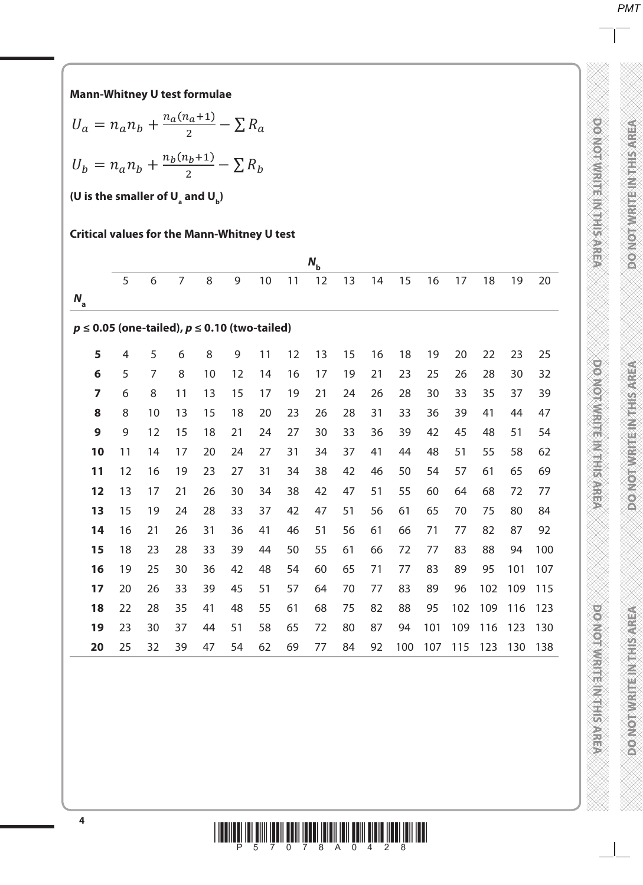**Mann-Whitney U test formulae**

$$U_a = n_a n_b + \frac{n_a(n_a+1)}{2} - \sum R_a$$

$$U_b = n_a n_b + \frac{n_b(n_b+1)}{2} - \sum R_b$$

**(U is the smaller of $U_a$ and $U_b$)**

**Critical values for the Mann-Whitney U test**

| | $N_b$ | | | | | | | | | | | | | | | |
|---|---|---|---|---|---|---|---|---|---|---|---|---|---|---|---|---|
| $N_a$ | 5 | 6 | 7 | 8 | 9 | 10 | 11 | 12 | 13 | 14 | 15 | 16 | 17 | 18 | 19 | 20 |
| ***p* ≤ 0.05 (one-tailed), *p* ≤ 0.10 (two-tailed)** | | | | | | | | | | | | | | | | |
| **5** | 4 | 5 | 6 | 8 | 9 | 11 | 12 | 13 | 15 | 16 | 18 | 19 | 20 | 22 | 23 | 25 |
| **6** | 5 | 7 | 8 | 10 | 12 | 14 | 16 | 17 | 19 | 21 | 23 | 25 | 26 | 28 | 30 | 32 |
| **7** | 6 | 8 | 11 | 13 | 15 | 17 | 19 | 21 | 24 | 26 | 28 | 30 | 33 | 35 | 37 | 39 |
| **8** | 8 | 10 | 13 | 15 | 18 | 20 | 23 | 26 | 28 | 31 | 33 | 36 | 39 | 41 | 44 | 47 |
| **9** | 9 | 12 | 15 | 18 | 21 | 24 | 27 | 30 | 33 | 36 | 39 | 42 | 45 | 48 | 51 | 54 |
| **10** | 11 | 14 | 17 | 20 | 24 | 27 | 31 | 34 | 37 | 41 | 44 | 48 | 51 | 55 | 58 | 62 |
| **11** | 12 | 16 | 19 | 23 | 27 | 31 | 34 | 38 | 42 | 46 | 50 | 54 | 57 | 61 | 65 | 69 |
| **12** | 13 | 17 | 21 | 26 | 30 | 34 | 38 | 42 | 47 | 51 | 55 | 60 | 64 | 68 | 72 | 77 |
| **13** | 15 | 19 | 24 | 28 | 33 | 37 | 42 | 47 | 51 | 56 | 61 | 65 | 70 | 75 | 80 | 84 |
| **14** | 16 | 21 | 26 | 31 | 36 | 41 | 46 | 51 | 56 | 61 | 66 | 71 | 77 | 82 | 87 | 92 |
| **15** | 18 | 23 | 28 | 33 | 39 | 44 | 50 | 55 | 61 | 66 | 72 | 77 | 83 | 88 | 94 | 100 |
| **16** | 19 | 25 | 30 | 36 | 42 | 48 | 54 | 60 | 65 | 71 | 77 | 83 | 89 | 95 | 101 | 107 |
| **17** | 20 | 26 | 33 | 39 | 45 | 51 | 57 | 64 | 70 | 77 | 83 | 89 | 96 | 102 | 109 | 115 |
| **18** | 22 | 28 | 35 | 41 | 48 | 55 | 61 | 68 | 75 | 82 | 88 | 95 | 102 | 109 | 116 | 123 |
| **19** | 23 | 30 | 37 | 44 | 51 | 58 | 65 | 72 | 80 | 87 | 94 | 101 | 109 | 116 | 123 | 130 |
| **20** | 25 | 32 | 39 | 47 | 54 | 62 | 69 | 77 | 84 | 92 | 100 | 107 | 115 | 123 | 130 | 138 |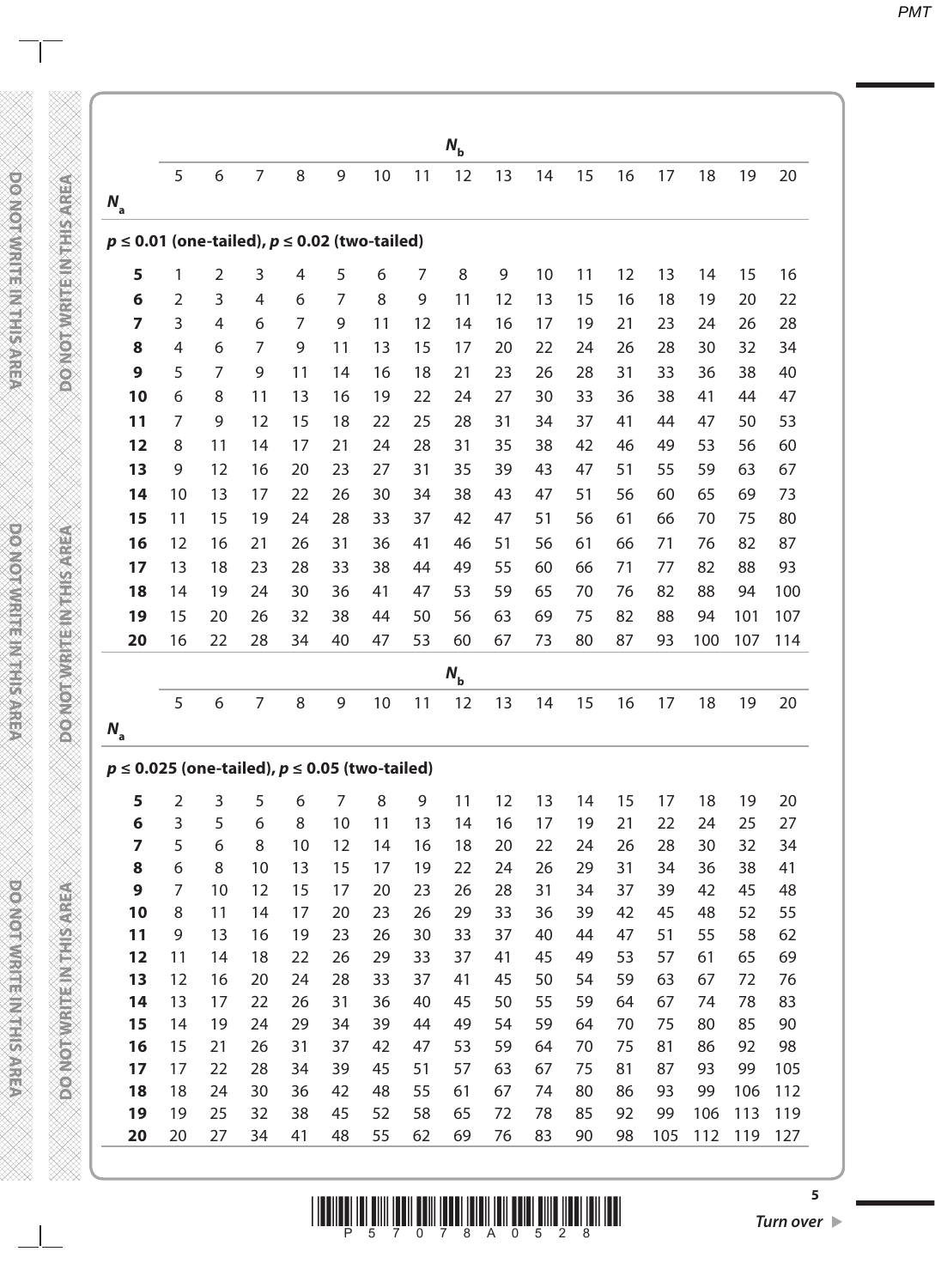| $N_a$ \ $N_b$ | 5 | 6 | 7 | 8 | 9 | 10 | 11 | 12 | 13 | 14 | 15 | 16 | 17 | 18 | 19 | 20 |
|---|---|---|---|---|---|---|---|---|---|---|---|---|---|---|---|---|
| **$p \leq 0.01$ (one-tailed), $p \leq 0.02$ (two-tailed)** | | | | | | | | | | | | | | | | |
| **5** | 1 | 2 | 3 | 4 | 5 | 6 | 7 | 8 | 9 | 10 | 11 | 12 | 13 | 14 | 15 | 16 |
| **6** | 2 | 3 | 4 | 6 | 7 | 8 | 9 | 11 | 12 | 13 | 15 | 16 | 18 | 19 | 20 | 22 |
| **7** | 3 | 4 | 6 | 7 | 9 | 11 | 12 | 14 | 16 | 17 | 19 | 21 | 23 | 24 | 26 | 28 |
| **8** | 4 | 6 | 7 | 9 | 11 | 13 | 15 | 17 | 20 | 22 | 24 | 26 | 28 | 30 | 32 | 34 |
| **9** | 5 | 7 | 9 | 11 | 14 | 16 | 18 | 21 | 23 | 26 | 28 | 31 | 33 | 36 | 38 | 40 |
| **10** | 6 | 8 | 11 | 13 | 16 | 19 | 22 | 24 | 27 | 30 | 33 | 36 | 38 | 41 | 44 | 47 |
| **11** | 7 | 9 | 12 | 15 | 18 | 22 | 25 | 28 | 31 | 34 | 37 | 41 | 44 | 47 | 50 | 53 |
| **12** | 8 | 11 | 14 | 17 | 21 | 24 | 28 | 31 | 35 | 38 | 42 | 46 | 49 | 53 | 56 | 60 |
| **13** | 9 | 12 | 16 | 20 | 23 | 27 | 31 | 35 | 39 | 43 | 47 | 51 | 55 | 59 | 63 | 67 |
| **14** | 10 | 13 | 17 | 22 | 26 | 30 | 34 | 38 | 43 | 47 | 51 | 56 | 60 | 65 | 69 | 73 |
| **15** | 11 | 15 | 19 | 24 | 28 | 33 | 37 | 42 | 47 | 51 | 56 | 61 | 66 | 70 | 75 | 80 |
| **16** | 12 | 16 | 21 | 26 | 31 | 36 | 41 | 46 | 51 | 56 | 61 | 66 | 71 | 76 | 82 | 87 |
| **17** | 13 | 18 | 23 | 28 | 33 | 38 | 44 | 49 | 55 | 60 | 66 | 71 | 77 | 82 | 88 | 93 |
| **18** | 14 | 19 | 24 | 30 | 36 | 41 | 47 | 53 | 59 | 65 | 70 | 76 | 82 | 88 | 94 | 100 |
| **19** | 15 | 20 | 26 | 32 | 38 | 44 | 50 | 56 | 63 | 69 | 75 | 82 | 88 | 94 | 101 | 107 |
| **20** | 16 | 22 | 28 | 34 | 40 | 47 | 53 | 60 | 67 | 73 | 80 | 87 | 93 | 100 | 107 | 114 |

| $N_a$ \ $N_b$ | 5 | 6 | 7 | 8 | 9 | 10 | 11 | 12 | 13 | 14 | 15 | 16 | 17 | 18 | 19 | 20 |
|---|---|---|---|---|---|---|---|---|---|---|---|---|---|---|---|---|
| **$p \leq 0.025$ (one-tailed), $p \leq 0.05$ (two-tailed)** | | | | | | | | | | | | | | | | |
| **5** | 2 | 3 | 5 | 6 | 7 | 8 | 9 | 11 | 12 | 13 | 14 | 15 | 17 | 18 | 19 | 20 |
| **6** | 3 | 5 | 6 | 8 | 10 | 11 | 13 | 14 | 16 | 17 | 19 | 21 | 22 | 24 | 25 | 27 |
| **7** | 5 | 6 | 8 | 10 | 12 | 14 | 16 | 18 | 20 | 22 | 24 | 26 | 28 | 30 | 32 | 34 |
| **8** | 6 | 8 | 10 | 13 | 15 | 17 | 19 | 22 | 24 | 26 | 29 | 31 | 34 | 36 | 38 | 41 |
| **9** | 7 | 10 | 12 | 15 | 17 | 20 | 23 | 26 | 28 | 31 | 34 | 37 | 39 | 42 | 45 | 48 |
| **10** | 8 | 11 | 14 | 17 | 20 | 23 | 26 | 29 | 33 | 36 | 39 | 42 | 45 | 48 | 52 | 55 |
| **11** | 9 | 13 | 16 | 19 | 23 | 26 | 30 | 33 | 37 | 40 | 44 | 47 | 51 | 55 | 58 | 62 |
| **12** | 11 | 14 | 18 | 22 | 26 | 29 | 33 | 37 | 41 | 45 | 49 | 53 | 57 | 61 | 65 | 69 |
| **13** | 12 | 16 | 20 | 24 | 28 | 33 | 37 | 41 | 45 | 50 | 54 | 59 | 63 | 67 | 72 | 76 |
| **14** | 13 | 17 | 22 | 26 | 31 | 36 | 40 | 45 | 50 | 55 | 59 | 64 | 67 | 74 | 78 | 83 |
| **15** | 14 | 19 | 24 | 29 | 34 | 39 | 44 | 49 | 54 | 59 | 64 | 70 | 75 | 80 | 85 | 90 |
| **16** | 15 | 21 | 26 | 31 | 37 | 42 | 47 | 53 | 59 | 64 | 70 | 75 | 81 | 86 | 92 | 98 |
| **17** | 17 | 22 | 28 | 34 | 39 | 45 | 51 | 57 | 63 | 67 | 75 | 81 | 87 | 93 | 99 | 105 |
| **18** | 18 | 24 | 30 | 36 | 42 | 48 | 55 | 61 | 67 | 74 | 80 | 86 | 93 | 99 | 106 | 112 |
| **19** | 19 | 25 | 32 | 38 | 45 | 52 | 58 | 65 | 72 | 78 | 85 | 92 | 99 | 106 | 113 | 119 |
| **20** | 20 | 27 | 34 | 41 | 48 | 55 | 62 | 69 | 76 | 83 | 90 | 98 | 105 | 112 | 119 | 127 |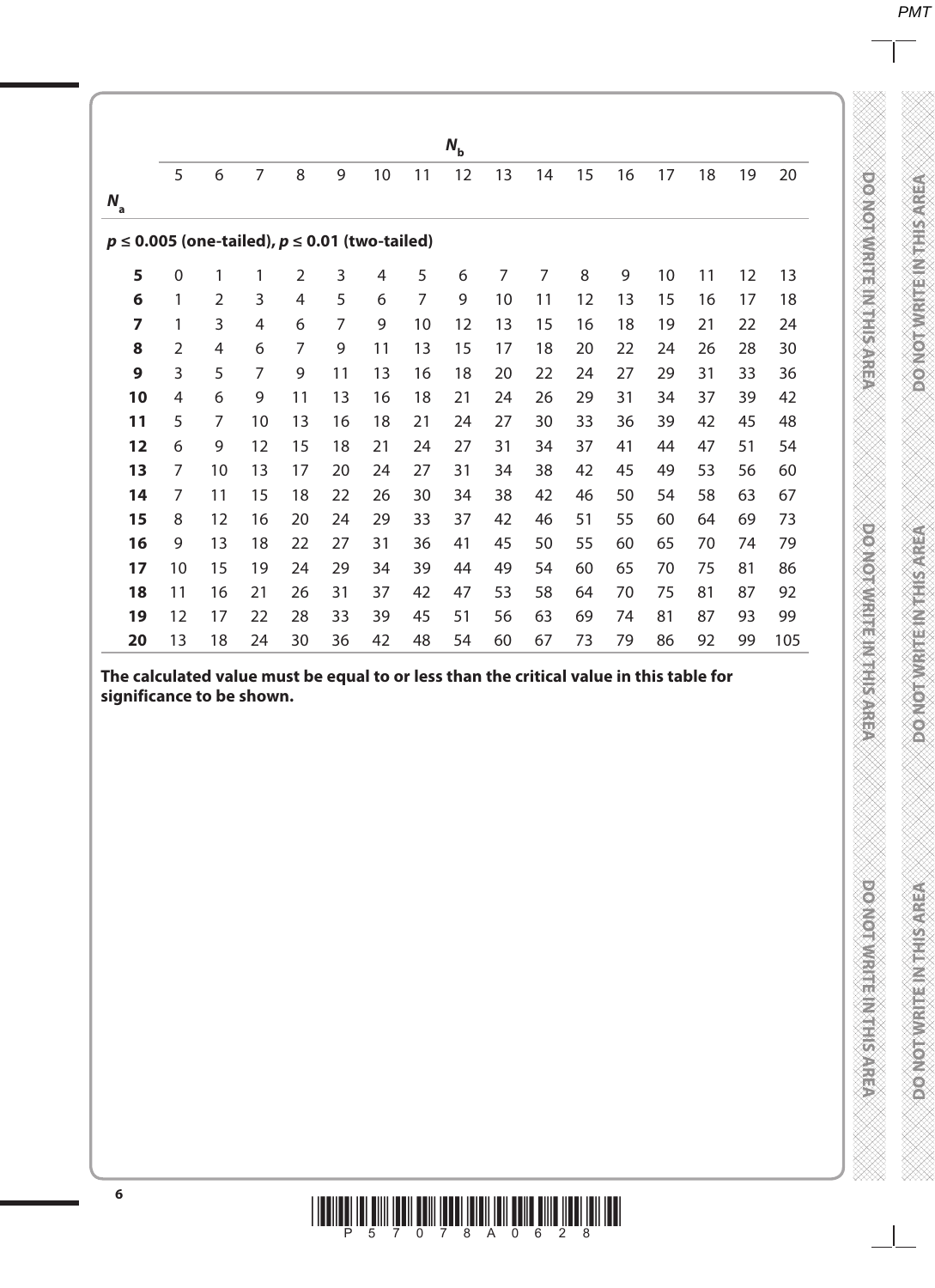| | $N_b$ | | | | | | | | | | | | | | | |
|---|---|---|---|---|---|---|---|---|---|---|---|---|---|---|---|---|
| | 5 | 6 | 7 | 8 | 9 | 10 | 11 | 12 | 13 | 14 | 15 | 16 | 17 | 18 | 19 | 20 |
| $N_a$ | | | | | | | | | | | | | | | | |
| **$p \leq 0.005$ (one-tailed), $p \leq 0.01$ (two-tailed)** | | | | | | | | | | | | | | | | |
| **5** | 0 | 1 | 1 | 2 | 3 | 4 | 5 | 6 | 7 | 7 | 8 | 9 | 10 | 11 | 12 | 13 |
| **6** | 1 | 2 | 3 | 4 | 5 | 6 | 7 | 9 | 10 | 11 | 12 | 13 | 15 | 16 | 17 | 18 |
| **7** | 1 | 3 | 4 | 6 | 7 | 9 | 10 | 12 | 13 | 15 | 16 | 18 | 19 | 21 | 22 | 24 |
| **8** | 2 | 4 | 6 | 7 | 9 | 11 | 13 | 15 | 17 | 18 | 20 | 22 | 24 | 26 | 28 | 30 |
| **9** | 3 | 5 | 7 | 9 | 11 | 13 | 16 | 18 | 20 | 22 | 24 | 27 | 29 | 31 | 33 | 36 |
| **10** | 4 | 6 | 9 | 11 | 13 | 16 | 18 | 21 | 24 | 26 | 29 | 31 | 34 | 37 | 39 | 42 |
| **11** | 5 | 7 | 10 | 13 | 16 | 18 | 21 | 24 | 27 | 30 | 33 | 36 | 39 | 42 | 45 | 48 |
| **12** | 6 | 9 | 12 | 15 | 18 | 21 | 24 | 27 | 31 | 34 | 37 | 41 | 44 | 47 | 51 | 54 |
| **13** | 7 | 10 | 13 | 17 | 20 | 24 | 27 | 31 | 34 | 38 | 42 | 45 | 49 | 53 | 56 | 60 |
| **14** | 7 | 11 | 15 | 18 | 22 | 26 | 30 | 34 | 38 | 42 | 46 | 50 | 54 | 58 | 63 | 67 |
| **15** | 8 | 12 | 16 | 20 | 24 | 29 | 33 | 37 | 42 | 46 | 51 | 55 | 60 | 64 | 69 | 73 |
| **16** | 9 | 13 | 18 | 22 | 27 | 31 | 36 | 41 | 45 | 50 | 55 | 60 | 65 | 70 | 74 | 79 |
| **17** | 10 | 15 | 19 | 24 | 29 | 34 | 39 | 44 | 49 | 54 | 60 | 65 | 70 | 75 | 81 | 86 |
| **18** | 11 | 16 | 21 | 26 | 31 | 37 | 42 | 47 | 53 | 58 | 64 | 70 | 75 | 81 | 87 | 92 |
| **19** | 12 | 17 | 22 | 28 | 33 | 39 | 45 | 51 | 56 | 63 | 69 | 74 | 81 | 87 | 93 | 99 |
| **20** | 13 | 18 | 24 | 30 | 36 | 42 | 48 | 54 | 60 | 67 | 73 | 79 | 86 | 92 | 99 | 105 |

**The calculated value must be equal to or less than the critical value in this table for significance to be shown.**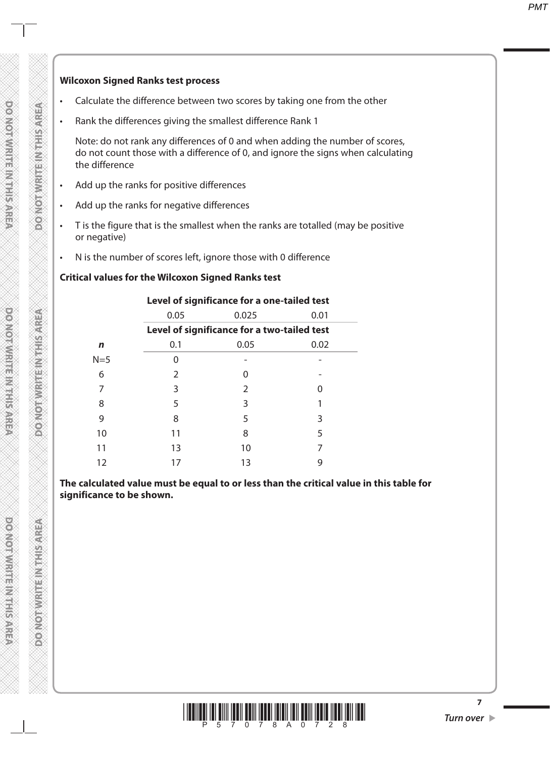**Wilcoxon Signed Ranks test process**

- Calculate the difference between two scores by taking one from the other
- Rank the differences giving the smallest difference Rank 1

  Note: do not rank any differences of 0 and when adding the number of scores, do not count those with a difference of 0, and ignore the signs when calculating the difference

- Add up the ranks for positive differences
- Add up the ranks for negative differences
- T is the figure that is the smallest when the ranks are totalled (may be positive or negative)
- N is the number of scores left, ignore those with 0 difference

**Critical values for the Wilcoxon Signed Ranks test**

| | **Level of significance for a one-tailed test** | | |
|---|---|---|---|
| | 0.05 | 0.025 | 0.01 |
| | **Level of significance for a two-tailed test** | | |
| ***n*** | 0.1 | 0.05 | 0.02 |
| N=5 | 0 | - | - |
| 6 | 2 | 0 | - |
| 7 | 3 | 2 | 0 |
| 8 | 5 | 3 | 1 |
| 9 | 8 | 5 | 3 |
| 10 | 11 | 8 | 5 |
| 11 | 13 | 10 | 7 |
| 12 | 17 | 13 | 9 |

**The calculated value must be equal to or less than the critical value in this table for significance to be shown.**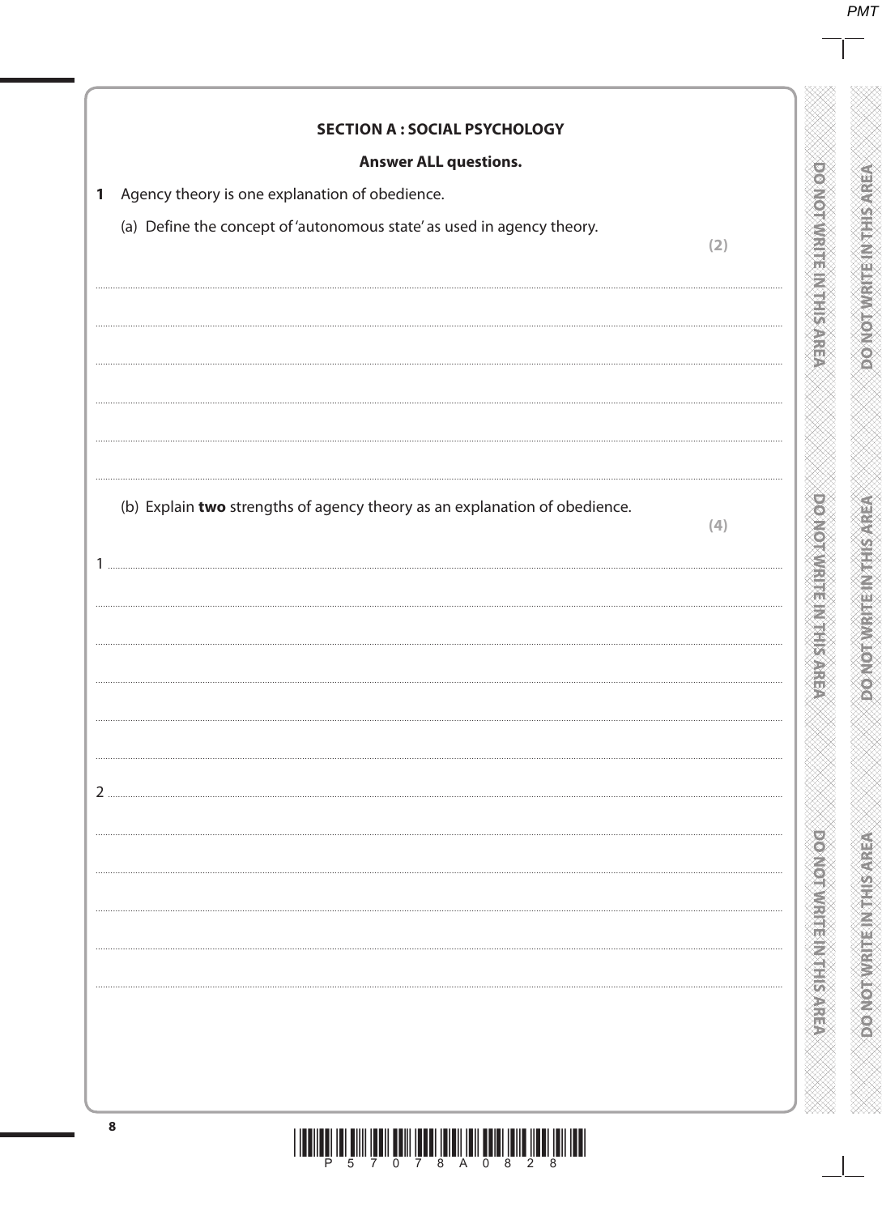## SECTION A : SOCIAL PSYCHOLOGY

**Answer ALL questions.**

**1** Agency theory is one explanation of obedience.

(a) Define the concept of 'autonomous state' as used in agency theory.

**(2)**

(b) Explain **two** strengths of agency theory as an explanation of obedience.

**(4)**

1

2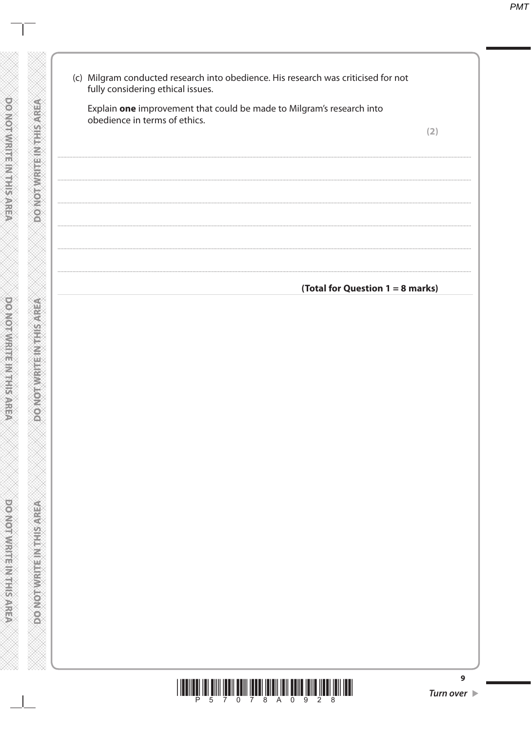(c) Milgram conducted research into obedience. His research was criticised for not fully considering ethical issues.

Explain **one** improvement that could be made to Milgram's research into obedience in terms of ethics.

**(2)**

......................................................................................................................................................

......................................................................................................................................................

......................................................................................................................................................

......................................................................................................................................................

......................................................................................................................................................

......................................................................................................................................................

**(Total for Question 1 = 8 marks)**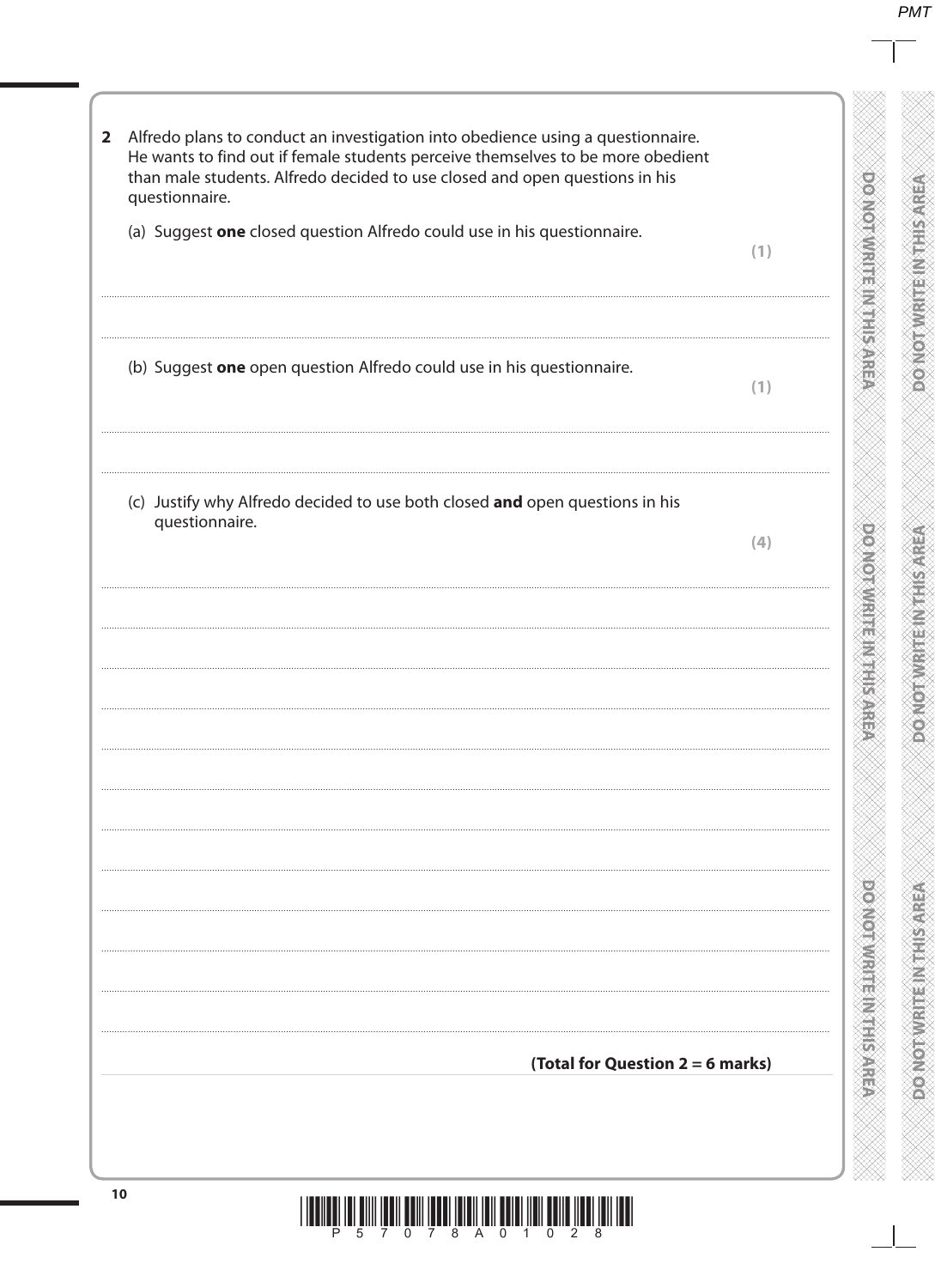**2** Alfredo plans to conduct an investigation into obedience using a questionnaire. He wants to find out if female students perceive themselves to be more obedient than male students. Alfredo decided to use closed and open questions in his questionnaire.

(a) Suggest **one** closed question Alfredo could use in his questionnaire.

**(1)**

.......................................................................................................................................................................................................................................................................................

.......................................................................................................................................................................................................................................................................................

(b) Suggest **one** open question Alfredo could use in his questionnaire.

**(1)**

.......................................................................................................................................................................................................................................................................................

.......................................................................................................................................................................................................................................................................................

(c) Justify why Alfredo decided to use both closed **and** open questions in his questionnaire.

**(4)**

.......................................................................................................................................................................................................................................................................................

.......................................................................................................................................................................................................................................................................................

.......................................................................................................................................................................................................................................................................................

.......................................................................................................................................................................................................................................................................................

.......................................................................................................................................................................................................................................................................................

.......................................................................................................................................................................................................................................................................................

.......................................................................................................................................................................................................................................................................................

.......................................................................................................................................................................................................................................................................................

.......................................................................................................................................................................................................................................................................................

.......................................................................................................................................................................................................................................................................................

.......................................................................................................................................................................................................................................................................................

**(Total for Question 2 = 6 marks)**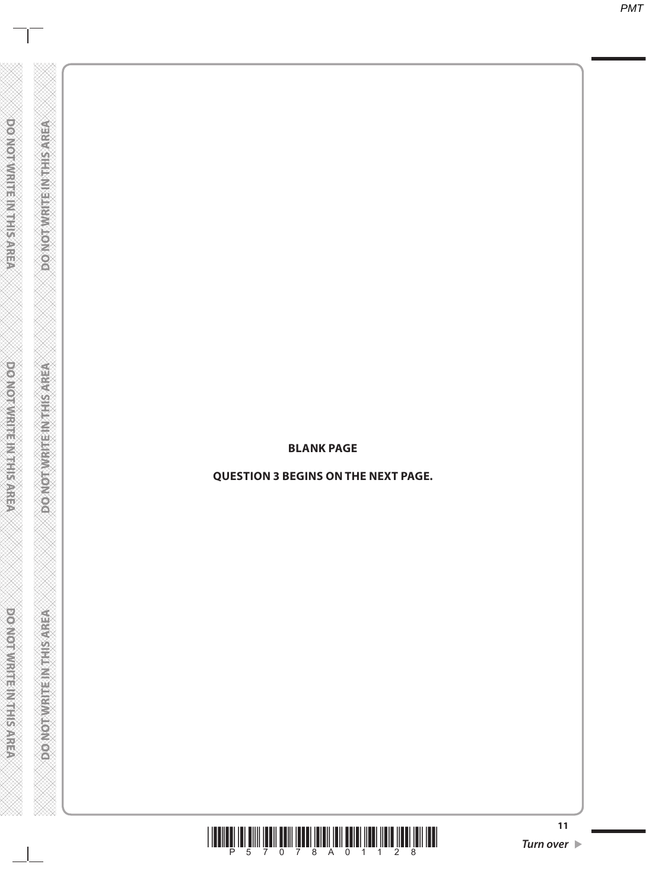**BLANK PAGE**

**QUESTION 3 BEGINS ON THE NEXT PAGE.**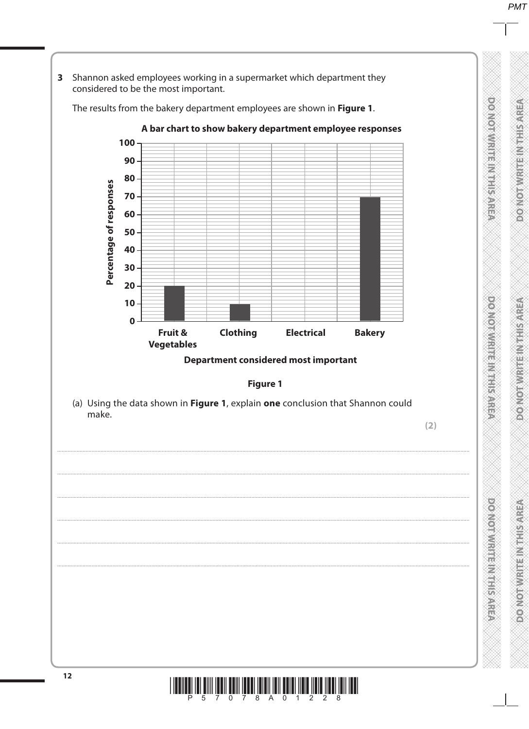**3** Shannon asked employees working in a supermarket which department they considered to be the most important.

The results from the bakery department employees are shown in **Figure 1**.

**A bar chart to show bakery department employee responses**

| Department considered most important | Percentage of responses |
| --- | --- |
| Fruit & Vegetables | 20 |
| Clothing | 10 |
| Electrical | 0 |
| Bakery | 70 |

**Figure 1**

(a) Using the data shown in **Figure 1**, explain **one** conclusion that Shannon could make.

**(2)**

..............................................................................................................................................................................................................

..............................................................................................................................................................................................................

..............................................................................................................................................................................................................

..............................................................................................................................................................................................................

..............................................................................................................................................................................................................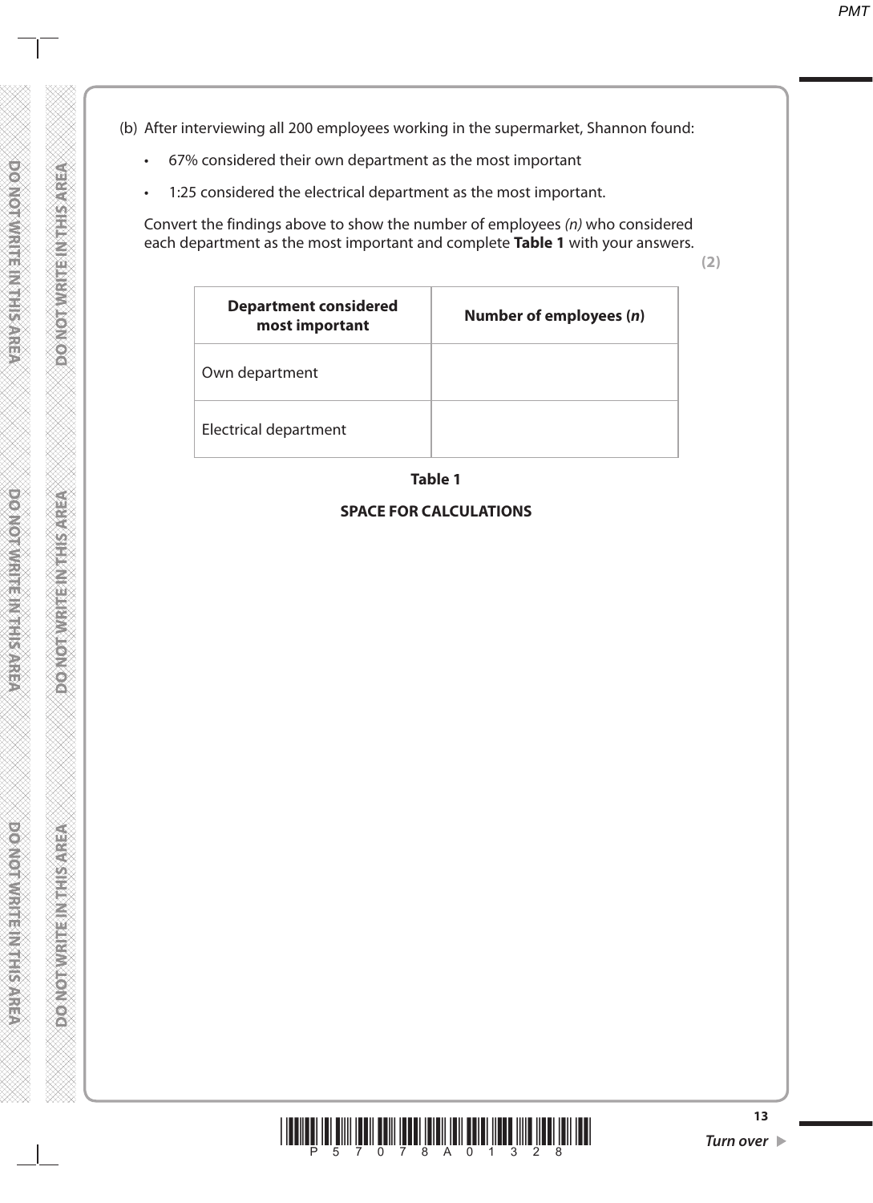(b) After interviewing all 200 employees working in the supermarket, Shannon found:

- 67% considered their own department as the most important
- 1:25 considered the electrical department as the most important.

Convert the findings above to show the number of employees *(n)* who considered each department as the most important and complete **Table 1** with your answers.

**(2)**

| **Department considered most important** | **Number of employees (*n*)** |
|---|---|
| Own department | |
| Electrical department | |

**Table 1**

**SPACE FOR CALCULATIONS**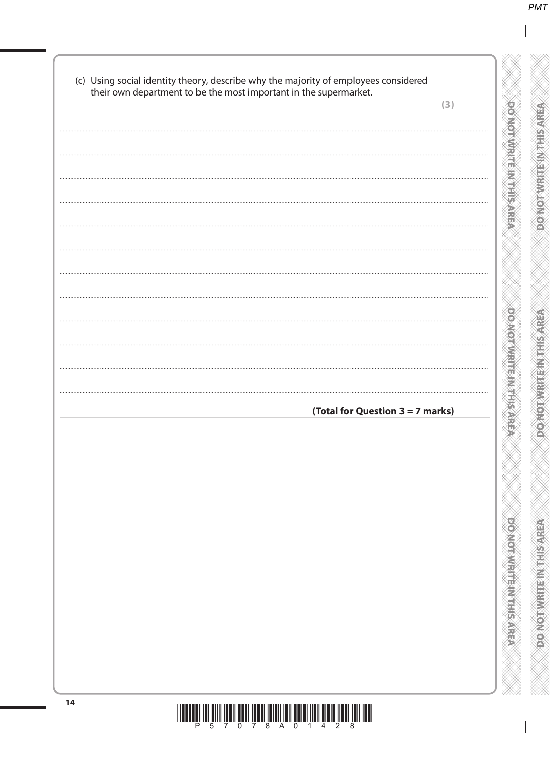(c) Using social identity theory, describe why the majority of employees considered their own department to be the most important in the supermarket.

**(3)**

**(Total for Question 3 = 7 marks)**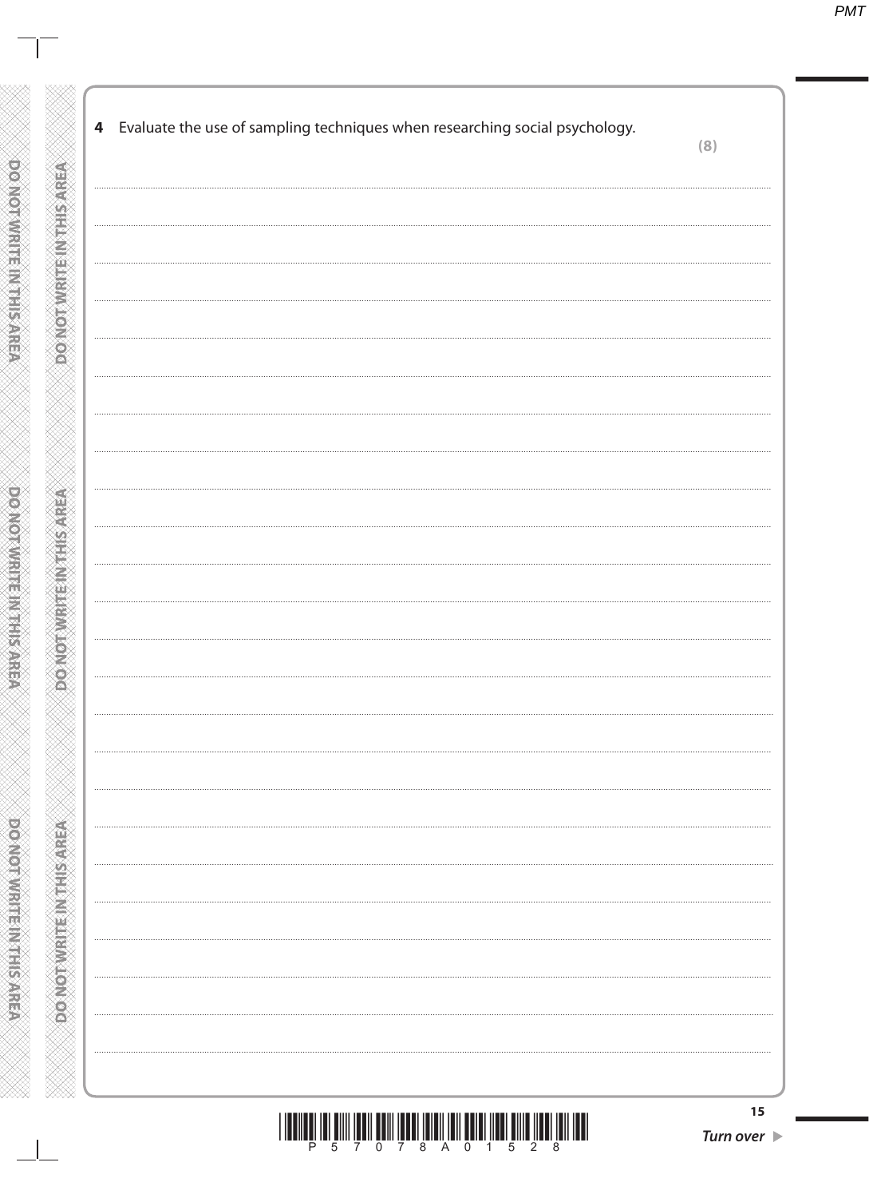**4** Evaluate the use of sampling techniques when researching social psychology.

**(8)**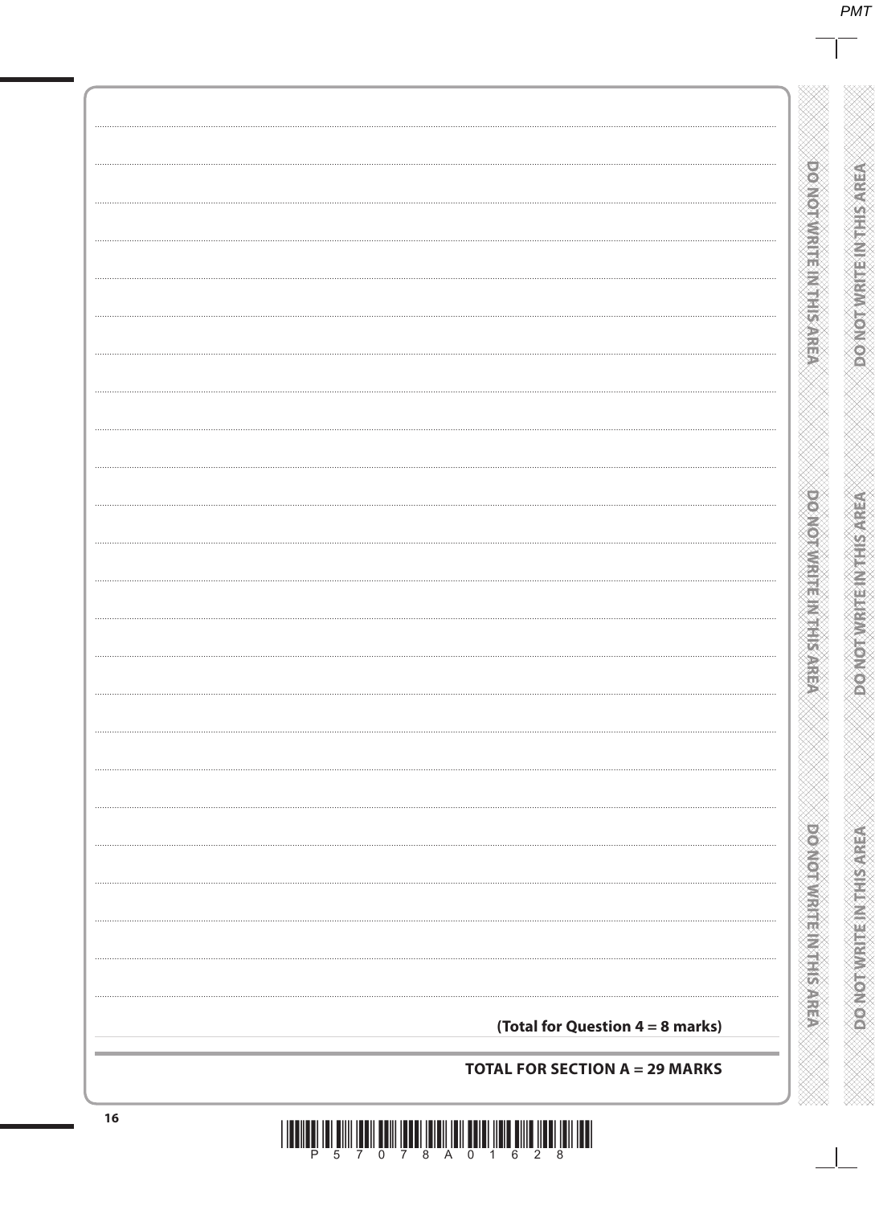**(Total for Question 4 = 8 marks)**

**TOTAL FOR SECTION A = 29 MARKS**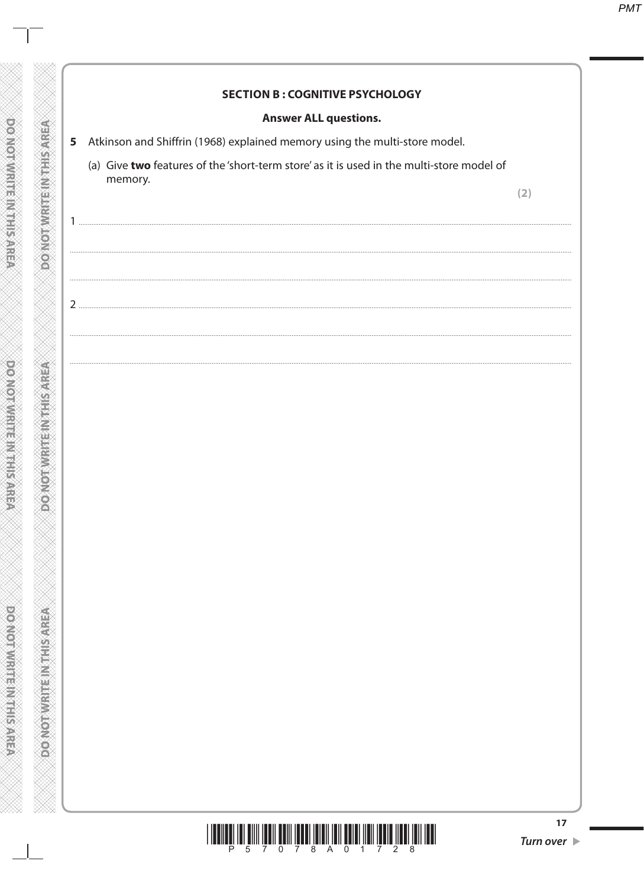## SECTION B : COGNITIVE PSYCHOLOGY

**Answer ALL questions.**

**5** Atkinson and Shiffrin (1968) explained memory using the multi-store model.

(a) Give **two** features of the 'short-term store' as it is used in the multi-store model of memory.

**(2)**

1 ..............................................................................................................................................

..............................................................................................................................................

..............................................................................................................................................

2 ..............................................................................................................................................

..............................................................................................................................................

..............................................................................................................................................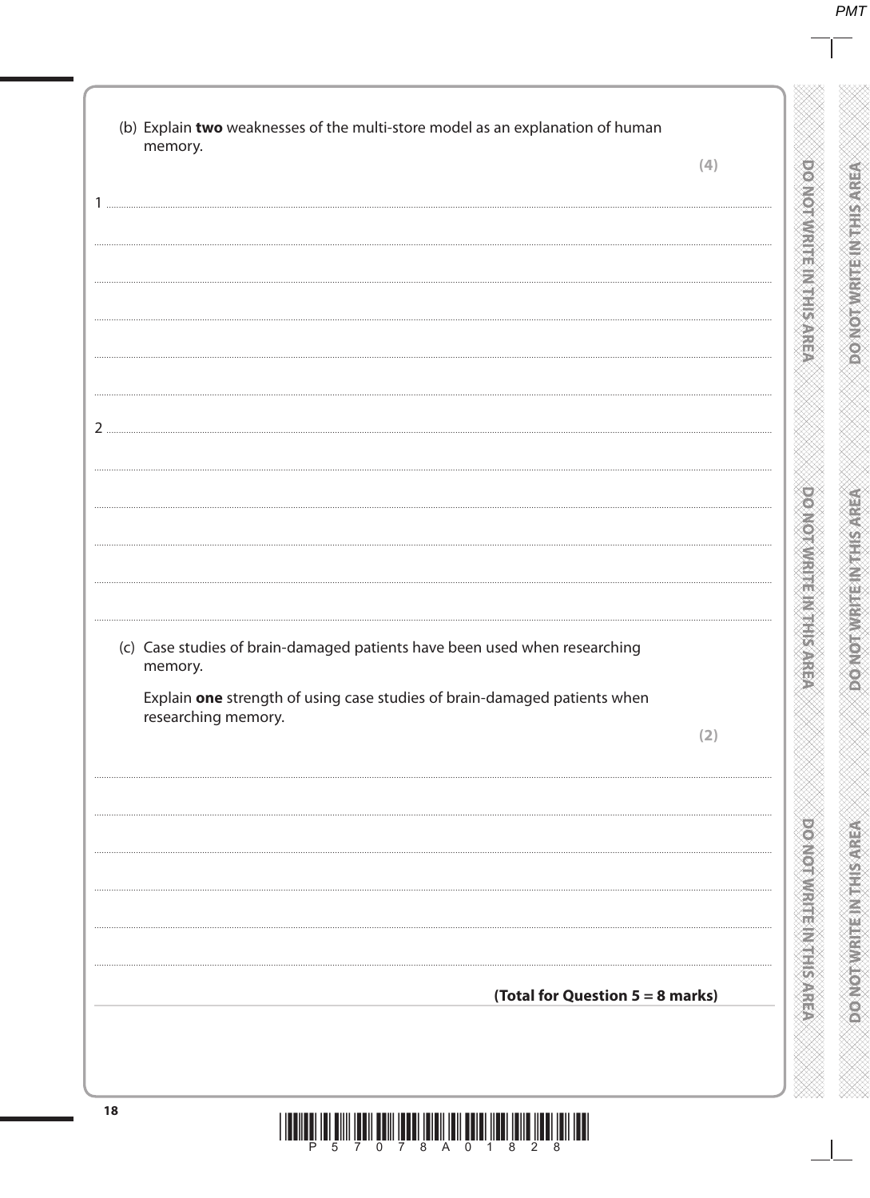(b) Explain **two** weaknesses of the multi-store model as an explanation of human memory.

**(4)**

1 ..............................................................................................................................................

..............................................................................................................................................

..............................................................................................................................................

..............................................................................................................................................

..............................................................................................................................................

2 ..............................................................................................................................................

..............................................................................................................................................

..............................................................................................................................................

..............................................................................................................................................

..............................................................................................................................................

(c) Case studies of brain-damaged patients have been used when researching memory.

Explain **one** strength of using case studies of brain-damaged patients when researching memory.

**(2)**

..............................................................................................................................................

..............................................................................................................................................

..............................................................................................................................................

..............................................................................................................................................

..............................................................................................................................................

**(Total for Question 5 = 8 marks)**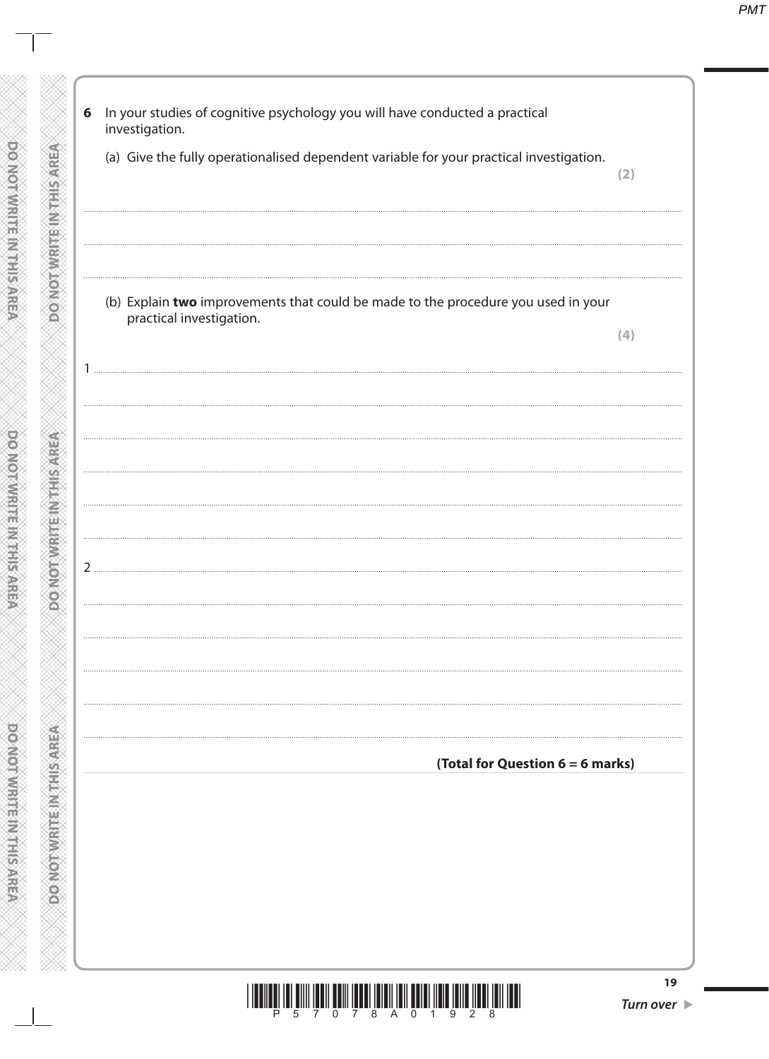**6** In your studies of cognitive psychology you will have conducted a practical investigation.

(a) Give the fully operationalised dependent variable for your practical investigation.

**(2)**

.......................................................................................................................................................

.......................................................................................................................................................

.......................................................................................................................................................

(b) Explain **two** improvements that could be made to the procedure you used in your practical investigation.

**(4)**

1 .....................................................................................................................................................

.......................................................................................................................................................

.......................................................................................................................................................

.......................................................................................................................................................

.......................................................................................................................................................

2 .....................................................................................................................................................

.......................................................................................................................................................

.......................................................................................................................................................

.......................................................................................................................................................

.......................................................................................................................................................

**(Total for Question 6 = 6 marks)**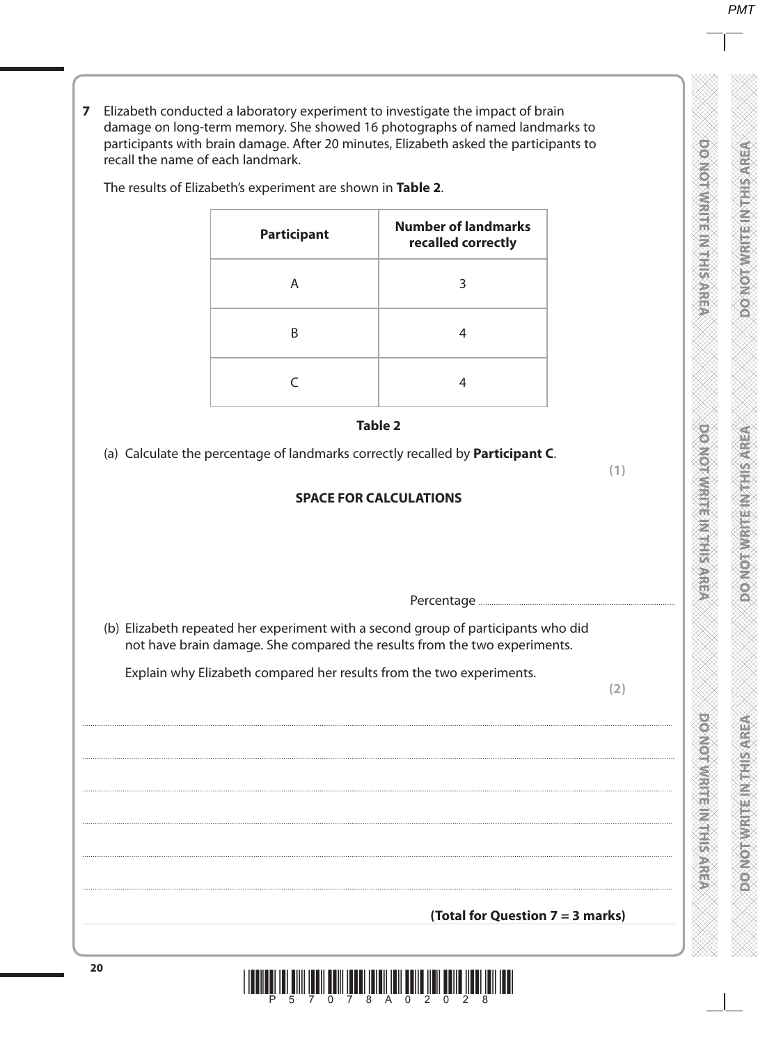**7** Elizabeth conducted a laboratory experiment to investigate the impact of brain damage on long-term memory. She showed 16 photographs of named landmarks to participants with brain damage. After 20 minutes, Elizabeth asked the participants to recall the name of each landmark.

The results of Elizabeth's experiment are shown in **Table 2**.

| Participant | Number of landmarks recalled correctly |
|---|---|
| A | 3 |
| B | 4 |
| C | 4 |

**Table 2**

(a) Calculate the percentage of landmarks correctly recalled by **Participant C**.

**(1)**

**SPACE FOR CALCULATIONS**

Percentage ..............................................................

(b) Elizabeth repeated her experiment with a second group of participants who did not have brain damage. She compared the results from the two experiments.

Explain why Elizabeth compared her results from the two experiments.

**(2)**

..............................................................................................................................................

..............................................................................................................................................

..............................................................................................................................................

..............................................................................................................................................

..............................................................................................................................................

..............................................................................................................................................

**(Total for Question 7 = 3 marks)**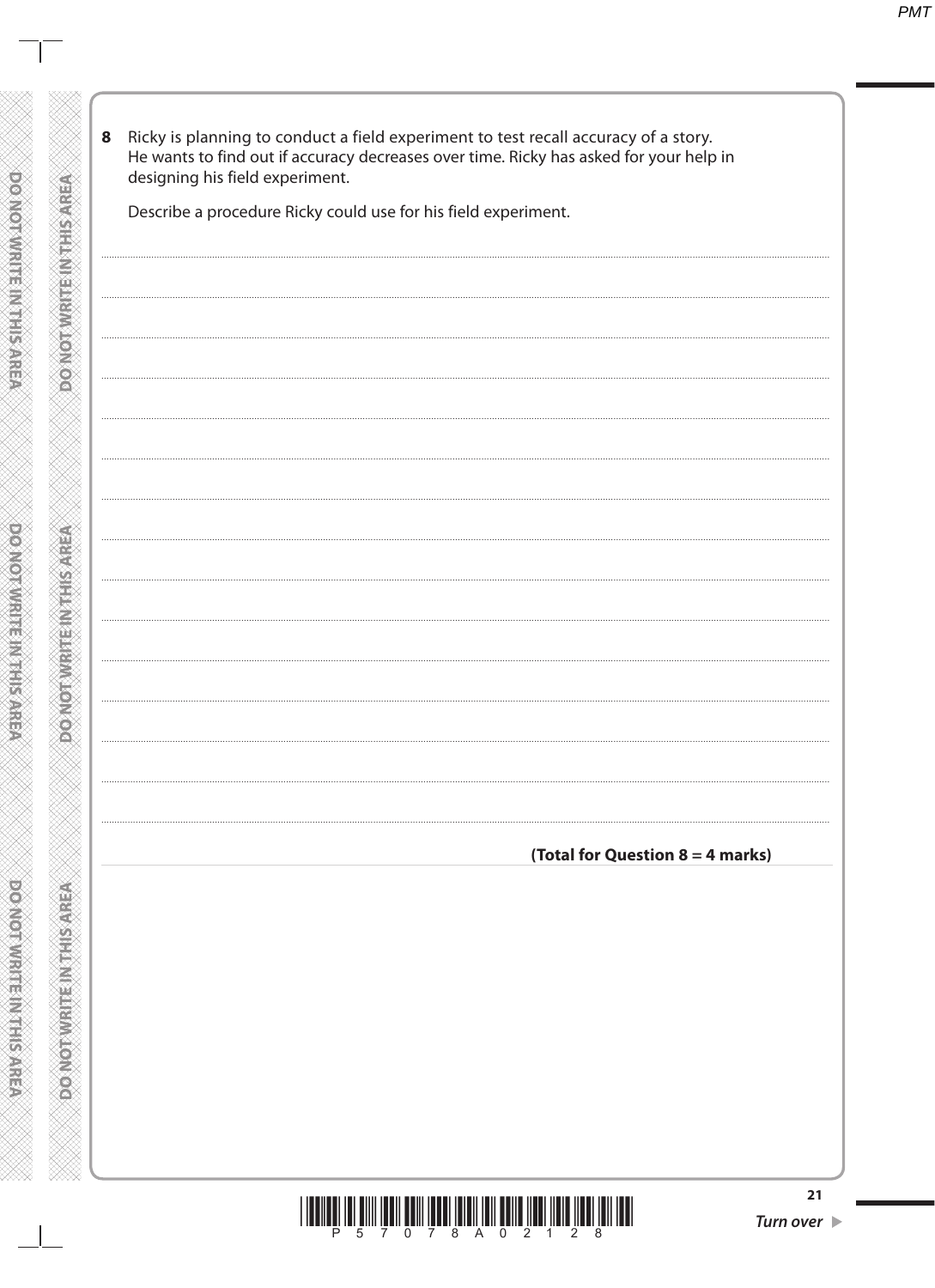**8** Ricky is planning to conduct a field experiment to test recall accuracy of a story. He wants to find out if accuracy decreases over time. Ricky has asked for your help in designing his field experiment.

Describe a procedure Ricky could use for his field experiment.

**(Total for Question 8 = 4 marks)**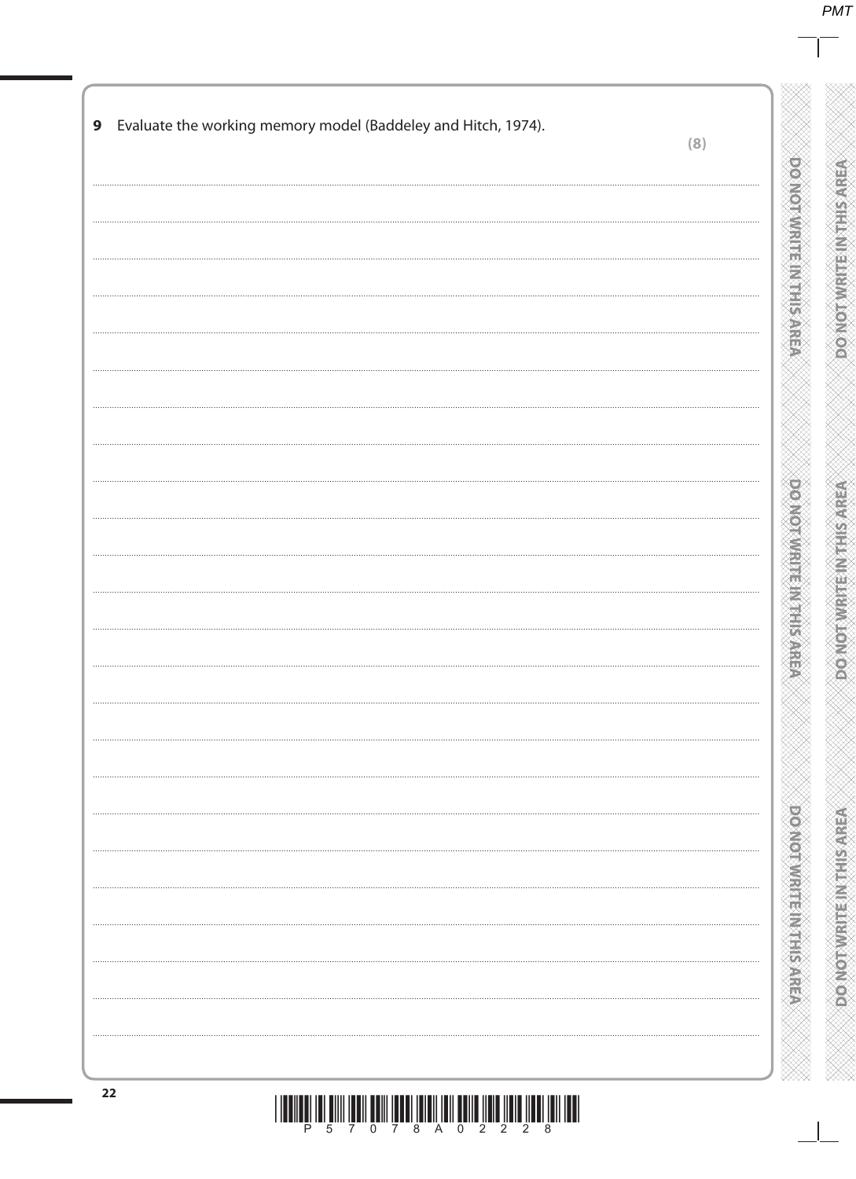**9** Evaluate the working memory model (Baddeley and Hitch, 1974).

**(8)**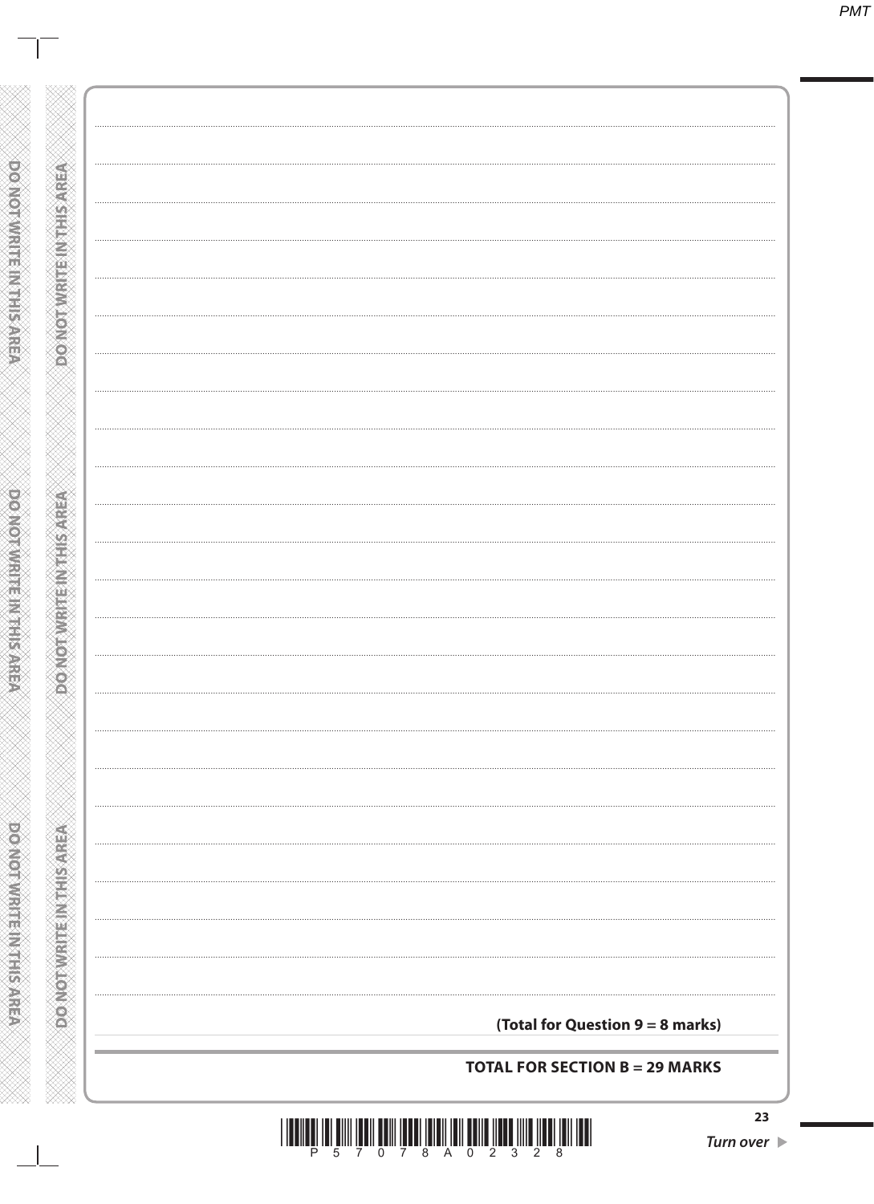**(Total for Question 9 = 8 marks)**

**TOTAL FOR SECTION B = 29 MARKS**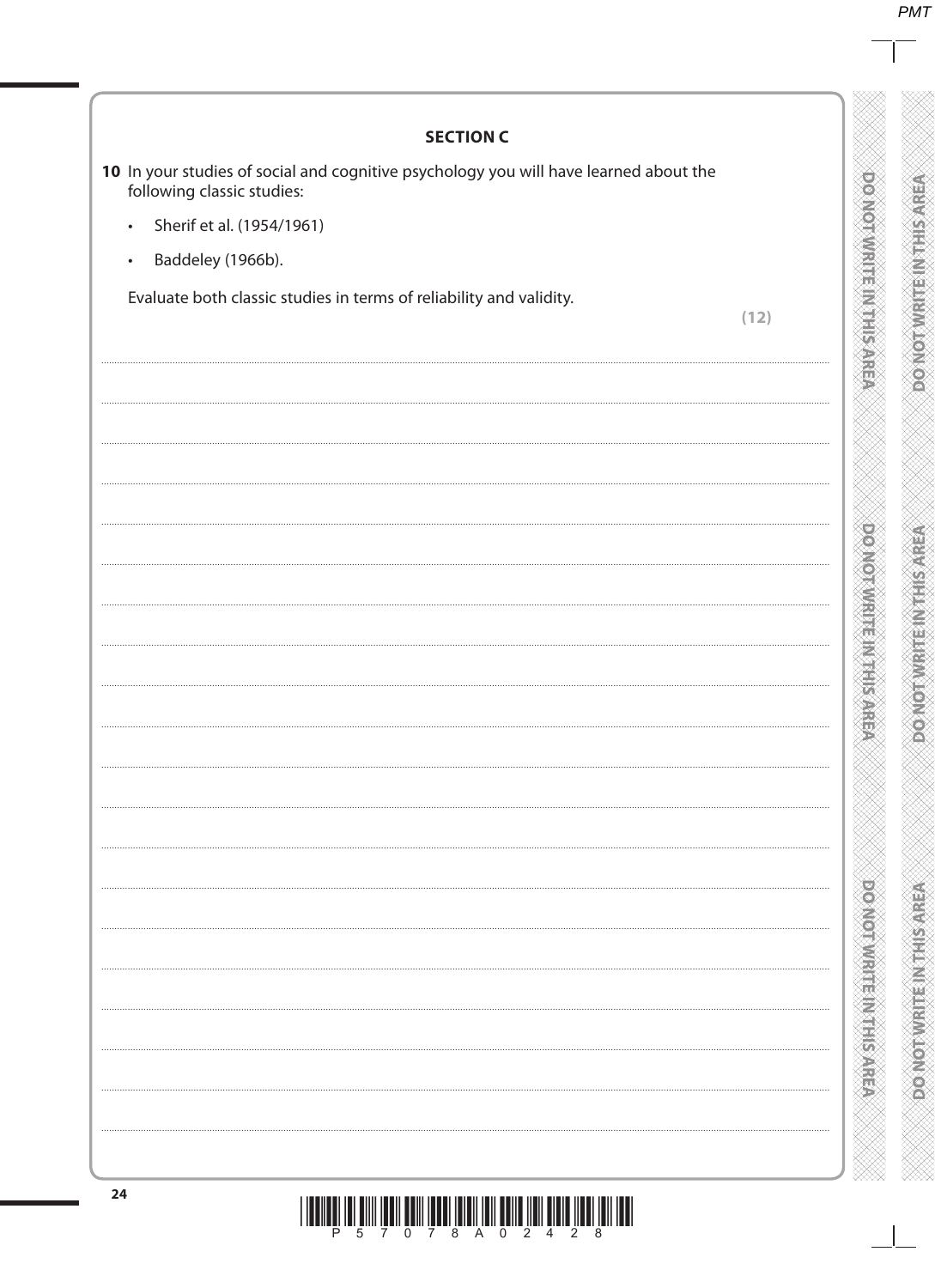## SECTION C

**10** In your studies of social and cognitive psychology you will have learned about the following classic studies:

- Sherif et al. (1954/1961)
- Baddeley (1966b).

Evaluate both classic studies in terms of reliability and validity.

**(12)**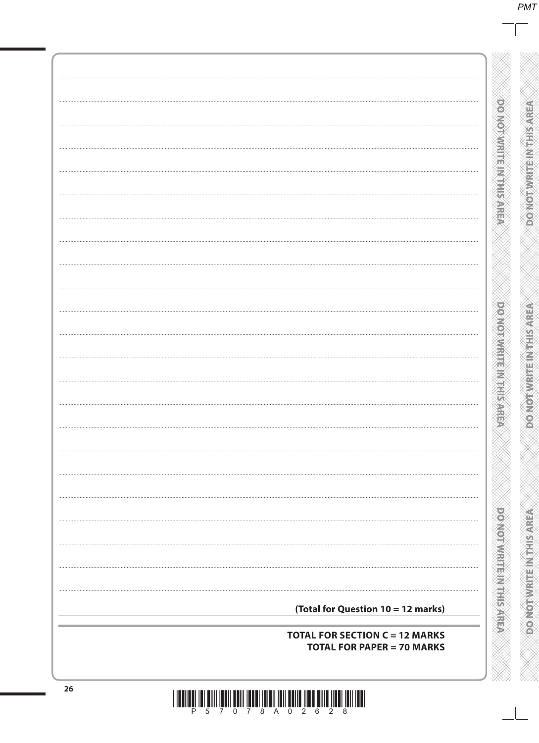**(Total for Question 10 = 12 marks)**

**TOTAL FOR SECTION C = 12 MARKS**
**TOTAL FOR PAPER = 70 MARKS**